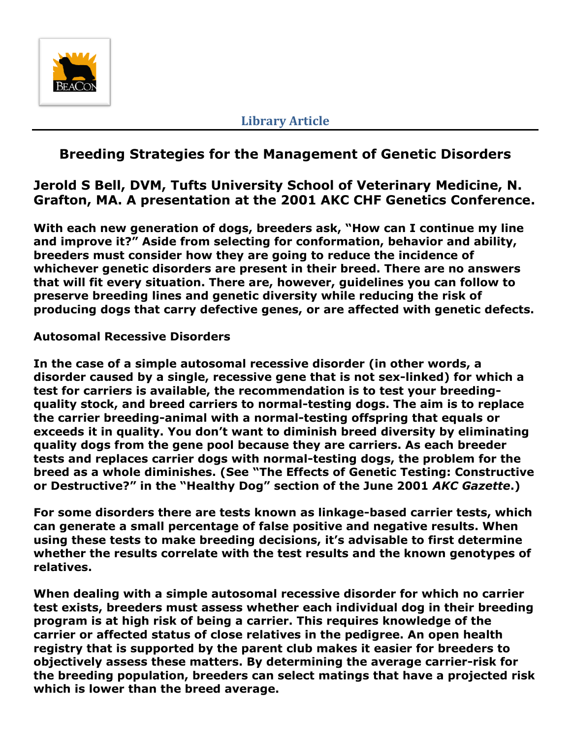Library Article

# Breeding Strategies for the Management of Genetic Disorders

## Jerold S Bell, DVM, Tufts University School of Veterinary Medicine, N. Grafton, MA. A presentation at the 2001 AKC CHF Genetics Conference.

**With each new generation of dogs, breeders ask, "How can I continue my line and improve it?" Aside from selecting for conformation, behavior and ability, breeders must consider how they are going to reduce the incidence of whichever genetic disorders are present in their breed. There are no answers that will fit every situation. There are, however, guidelines you can follow to preserve breeding lines and genetic diversity while reducing the risk of producing dogs that carry defective genes, or are affected with genetic defects.**

**Autosomal Recessive Disorders**

**In the case of a simple autosomal recessive disorder (in other words, a disorder caused by a single, recessive gene that is not sex-linked) for which a test for carriers is available, the recommendation is to test your breeding-quality stock, and breed carriers to normal-testing dogs. The aim is to replace the carrier breeding-animal with a normal-testing offspring that equals or exceeds it in quality. You don't want to diminish breed diversity by eliminating quality dogs from the gene pool because they are carriers. As each breeder tests and replaces carrier dogs with normal-testing dogs, the problem for the breed as a whole diminishes. (See "The Effects of Genetic Testing: Constructive or Destructive?" in the "Healthy Dog" section of the June 2001 *AKC Gazette*.)**

**For some disorders there are tests known as linkage-based carrier tests, which can generate a small percentage of false positive and negative results. When using these tests to make breeding decisions, it's advisable to first determine whether the results correlate with the test results and the known genotypes of relatives.**

**When dealing with a simple autosomal recessive disorder for which no carrier test exists, breeders must assess whether each individual dog in their breeding program is at high risk of being a carrier. This requires knowledge of the carrier or affected status of close relatives in the pedigree. An open health registry that is supported by the parent club makes it easier for breeders to objectively assess these matters. By determining the average carrier-risk for the breeding population, breeders can select matings that have a projected risk which is lower than the breed average.**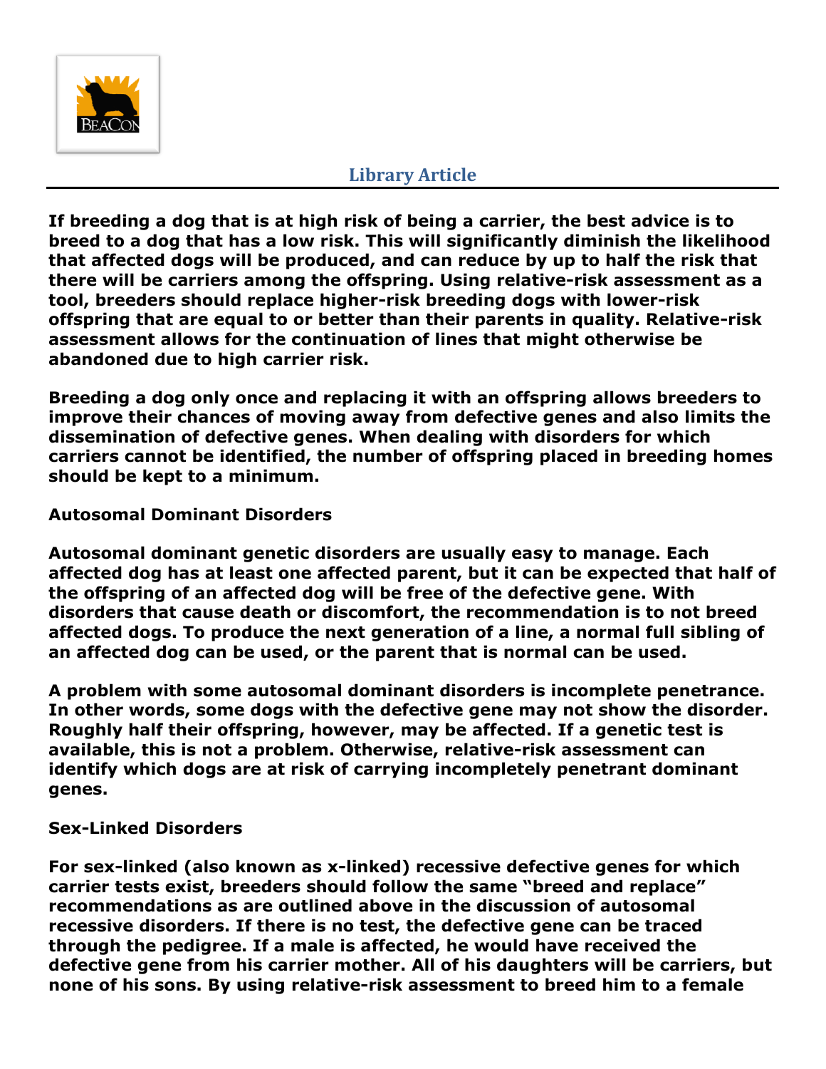If breeding a dog that is at high risk of being a carrier, the best advice is to breed to a dog that has a low risk. This will significantly diminish the likelihood that affected dogs will be produced, and can reduce by up to half the risk that there will be carriers among the offspring. Using relative-risk assessment as a tool, breeders should replace higher-risk breeding dogs with lower-risk offspring that are equal to or better than their parents in quality. Relative-risk assessment allows for the continuation of lines that might otherwise be abandoned due to high carrier risk.

Breeding a dog only once and replacing it with an offspring allows breeders to improve their chances of moving away from defective genes and also limits the dissemination of defective genes. When dealing with disorders for which carriers cannot be identified, the number of offspring placed in breeding homes should be kept to a minimum.

## Autosomal Dominant Disorders

Autosomal dominant genetic disorders are usually easy to manage. Each affected dog has at least one affected parent, but it can be expected that half of the offspring of an affected dog will be free of the defective gene. With disorders that cause death or discomfort, the recommendation is to not breed affected dogs. To produce the next generation of a line, a normal full sibling of an affected dog can be used, or the parent that is normal can be used.

A problem with some autosomal dominant disorders is incomplete penetrance. In other words, some dogs with the defective gene may not show the disorder. Roughly half their offspring, however, may be affected. If a genetic test is available, this is not a problem. Otherwise, relative-risk assessment can identify which dogs are at risk of carrying incompletely penetrant dominant genes.

## Sex-Linked Disorders

For sex-linked (also known as x-linked) recessive defective genes for which carrier tests exist, breeders should follow the same "breed and replace" recommendations as are outlined above in the discussion of autosomal recessive disorders. If there is no test, the defective gene can be traced through the pedigree. If a male is affected, he would have received the defective gene from his carrier mother. All of his daughters will be carriers, but none of his sons. By using relative-risk assessment to breed him to a female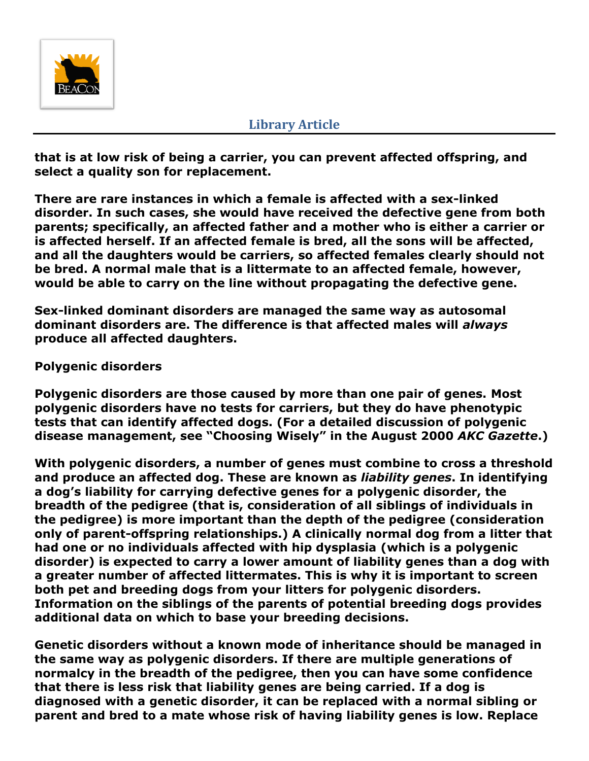**that is at low risk of being a carrier, you can prevent affected offspring, and select a quality son for replacement.**

**There are rare instances in which a female is affected with a sex-linked disorder. In such cases, she would have received the defective gene from both parents; specifically, an affected father and a mother who is either a carrier or is affected herself. If an affected female is bred, all the sons will be affected, and all the daughters would be carriers, so affected females clearly should not be bred. A normal male that is a littermate to an affected female, however, would be able to carry on the line without propagating the defective gene.**

**Sex-linked dominant disorders are managed the same way as autosomal dominant disorders are. The difference is that affected males will *always* produce all affected daughters.**

**Polygenic disorders**

**Polygenic disorders are those caused by more than one pair of genes. Most polygenic disorders have no tests for carriers, but they do have phenotypic tests that can identify affected dogs. (For a detailed discussion of polygenic disease management, see "Choosing Wisely" in the August 2000 *AKC Gazette*.)**

**With polygenic disorders, a number of genes must combine to cross a threshold and produce an affected dog. These are known as *liability genes*. In identifying a dog's liability for carrying defective genes for a polygenic disorder, the breadth of the pedigree (that is, consideration of all siblings of individuals in the pedigree) is more important than the depth of the pedigree (consideration only of parent-offspring relationships.) A clinically normal dog from a litter that had one or no individuals affected with hip dysplasia (which is a polygenic disorder) is expected to carry a lower amount of liability genes than a dog with a greater number of affected littermates. This is why it is important to screen both pet and breeding dogs from your litters for polygenic disorders. Information on the siblings of the parents of potential breeding dogs provides additional data on which to base your breeding decisions.**

**Genetic disorders without a known mode of inheritance should be managed in the same way as polygenic disorders. If there are multiple generations of normalcy in the breadth of the pedigree, then you can have some confidence that there is less risk that liability genes are being carried. If a dog is diagnosed with a genetic disorder, it can be replaced with a normal sibling or parent and bred to a mate whose risk of having liability genes is low. Replace**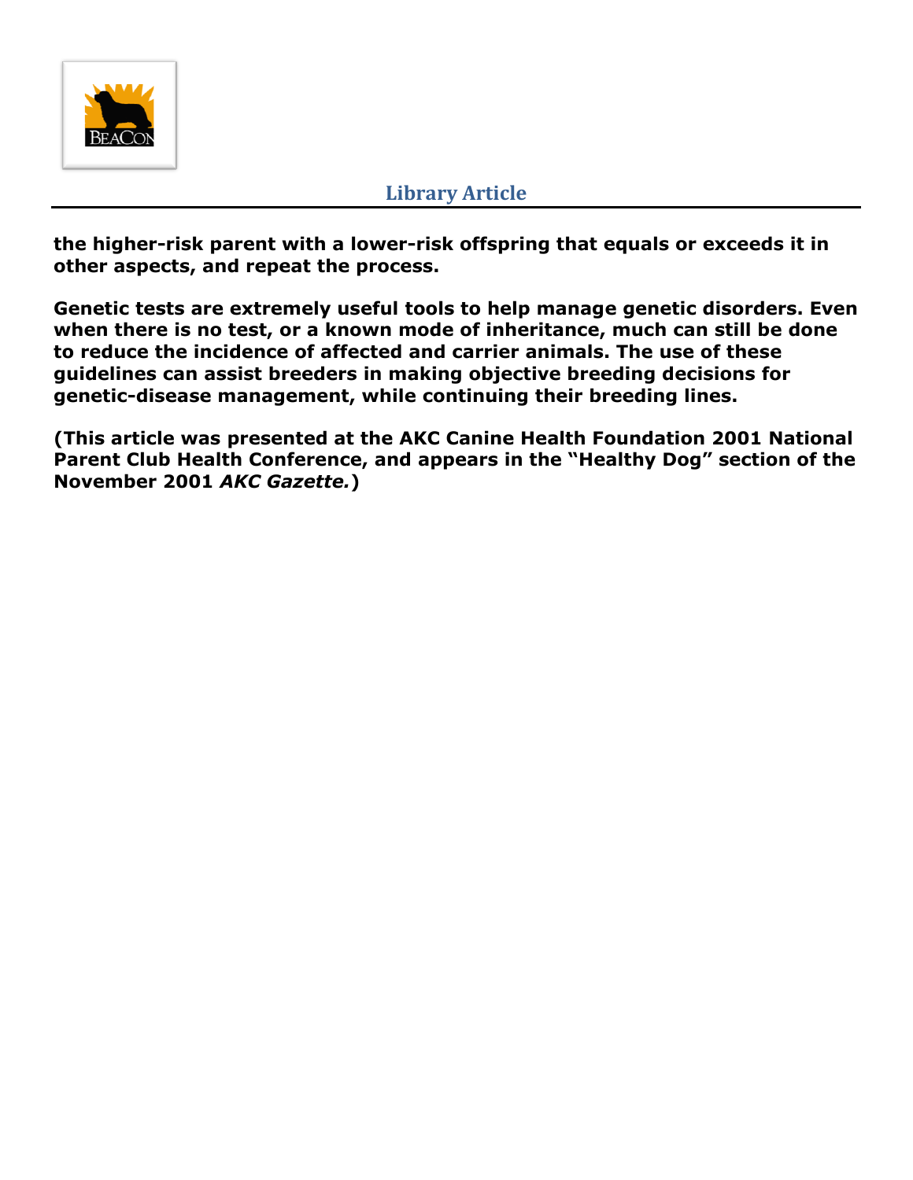**the higher-risk parent with a lower-risk offspring that equals or exceeds it in other aspects, and repeat the process.**

**Genetic tests are extremely useful tools to help manage genetic disorders. Even when there is no test, or a known mode of inheritance, much can still be done to reduce the incidence of affected and carrier animals. The use of these guidelines can assist breeders in making objective breeding decisions for genetic-disease management, while continuing their breeding lines.**

**(This article was presented at the AKC Canine Health Foundation 2001 National Parent Club Health Conference, and appears in the "Healthy Dog" section of the November 2001 *AKC Gazette.*)**